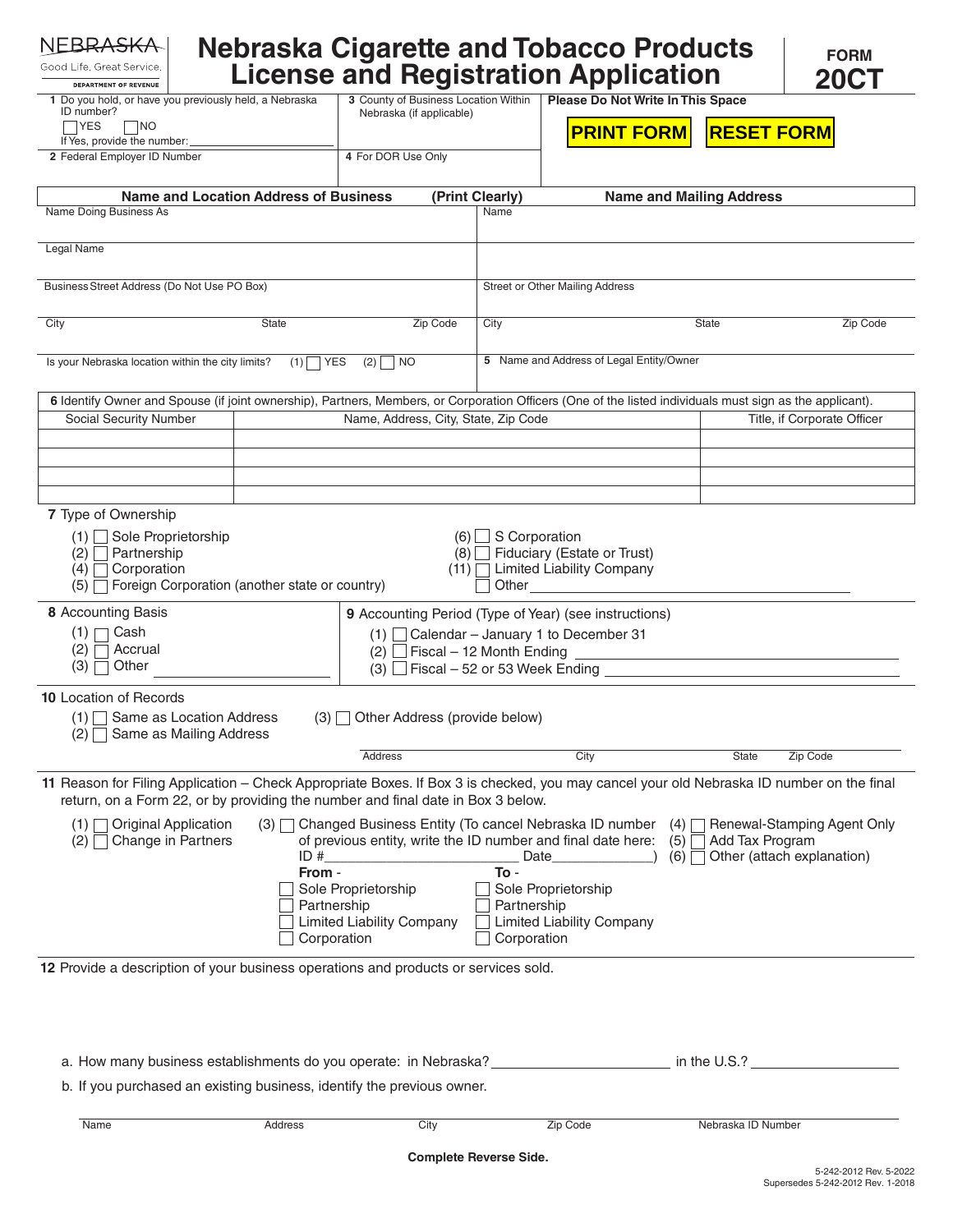NEBRASKA
Good Life. Great Service.
DEPARTMENT OF REVENUE

# Nebraska Cigarette and Tobacco Products License and Registration Application

**FORM 20CT**

| | | |
|---|---|---|
| **1** Do you hold, or have you previously held, a Nebraska ID number? ☐ YES ☐ NO If Yes, provide the number: ________ | **3** County of Business Location Within Nebraska (if applicable) | **Please Do Not Write In This Space** |
| **2** Federal Employer ID Number | **4** For DOR Use Only | |

PRINT FORM    RESET FORM

| **Name and Location Address of Business** (Print Clearly) | **Name and Mailing Address** |
|---|---|
| Name Doing Business As | Name |
| Legal Name | |
| Business Street Address (Do Not Use PO Box) | Street or Other Mailing Address |
| City / State / Zip Code | City / State / Zip Code |
| Is your Nebraska location within the city limits? (1) ☐ YES (2) ☐ NO | **5** Name and Address of Legal Entity/Owner |

**6** Identify Owner and Spouse (if joint ownership), Partners, Members, or Corporation Officers (One of the listed individuals must sign as the applicant).

| Social Security Number | Name, Address, City, State, Zip Code | Title, if Corporate Officer |
|---|---|---|
| | | |
| | | |
| | | |
| | | |

**7** Type of Ownership

- (1) ☐ Sole Proprietorship
- (2) ☐ Partnership
- (4) ☐ Corporation
- (5) ☐ Foreign Corporation (another state or country)
- (6) ☐ S Corporation
- (8) ☐ Fiduciary (Estate or Trust)
- (11) ☐ Limited Liability Company
- ☐ Other ____________

**8** Accounting Basis

- (1) ☐ Cash
- (2) ☐ Accrual
- (3) ☐ Other ____________

**9** Accounting Period (Type of Year) (see instructions)

- (1) ☐ Calendar – January 1 to December 31
- (2) ☐ Fiscal – 12 Month Ending ____________
- (3) ☐ Fiscal – 52 or 53 Week Ending ____________

**10** Location of Records

- (1) ☐ Same as Location Address
- (2) ☐ Same as Mailing Address
- (3) ☐ Other Address (provide below)

Address ____________ City ____________ State ____ Zip Code ____

**11** Reason for Filing Application – Check Appropriate Boxes. If Box 3 is checked, you may cancel your old Nebraska ID number on the final return, on a Form 22, or by providing the number and final date in Box 3 below.

- (1) ☐ Original Application
- (2) ☐ Change in Partners
- (3) ☐ Changed Business Entity (To cancel Nebraska ID number of previous entity, write the ID number and final date here: ID #____________ Date____________)
  - **From -** ☐ Sole Proprietorship ☐ Partnership ☐ Limited Liability Company ☐ Corporation
  - **To -** ☐ Sole Proprietorship ☐ Partnership ☐ Limited Liability Company ☐ Corporation
- (4) ☐ Renewal-Stamping Agent Only
- (5) ☐ Add Tax Program
- (6) ☐ Other (attach explanation)

**12** Provide a description of your business operations and products or services sold.

a. How many business establishments do you operate: in Nebraska? ____________ in the U.S.? ____________

b. If you purchased an existing business, identify the previous owner.

Name ____ Address ____ City ____ Zip Code ____ Nebraska ID Number ____

**Complete Reverse Side.**

5-242-2012 Rev. 5-2022
Supersedes 5-242-2012 Rev. 1-2018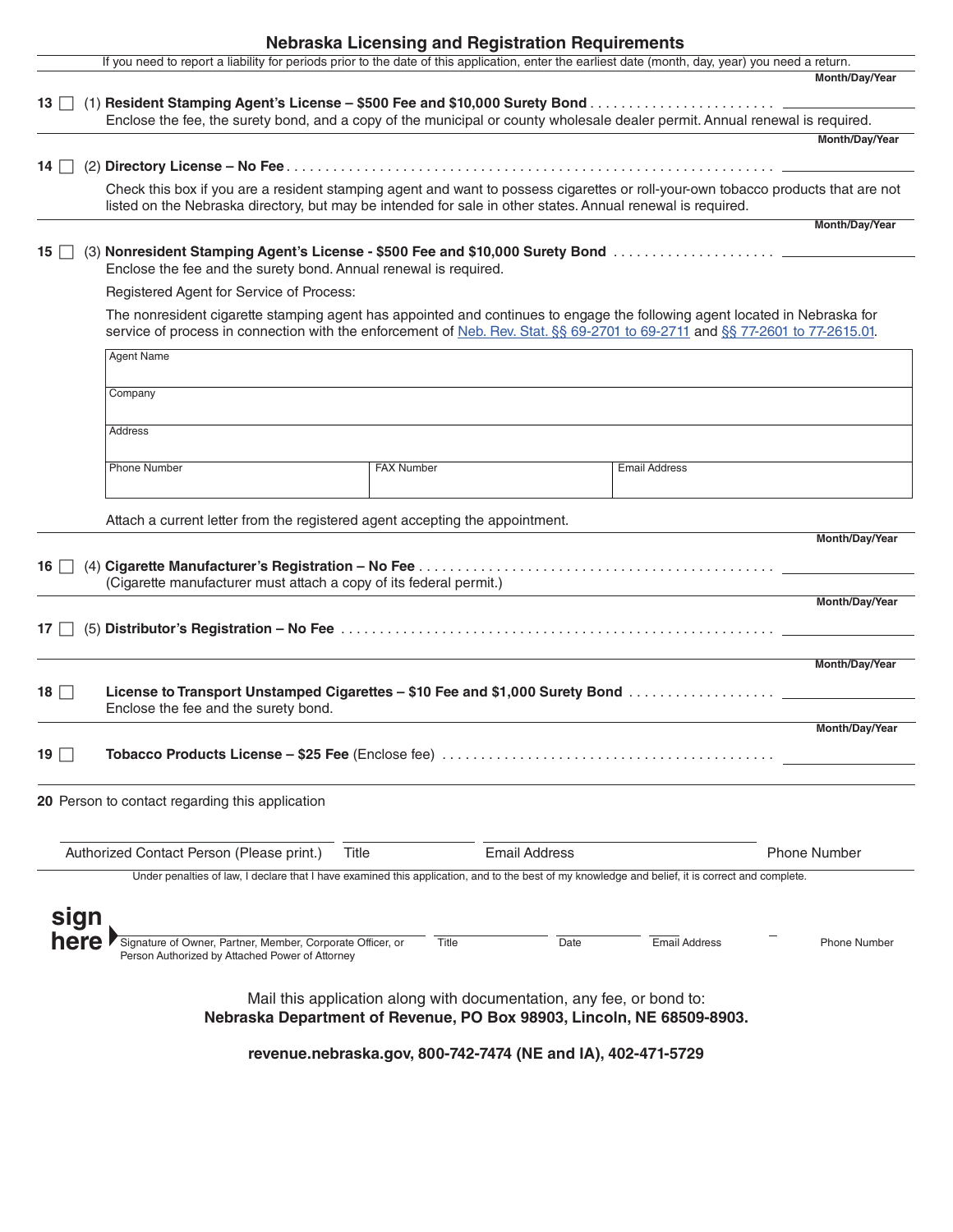## Nebraska Licensing and Registration Requirements

If you need to report a liability for periods prior to the date of this application, enter the earliest date (month, day, year) you need a return.

**13** ☐ (1) **Resident Stamping Agent's License – $500 Fee and $10,000 Surety Bond** . . . . . . . . . . . . . . . . . . . . . . . . **Month/Day/Year** ____________

Enclose the fee, the surety bond, and a copy of the municipal or county wholesale dealer permit. Annual renewal is required.

**14** ☐ (2) **Directory License – No Fee** . . . . . . . . . . . . . . . . . . . . . . . . . . . . . . . . . . . . . . . . . . . . . . . . . . . . . . . . . . . . . . . . **Month/Day/Year** ____________

Check this box if you are a resident stamping agent and want to possess cigarettes or roll-your-own tobacco products that are not listed on the Nebraska directory, but may be intended for sale in other states. Annual renewal is required.

**15** ☐ (3) **Nonresident Stamping Agent's License - $500 Fee and $10,000 Surety Bond** . . . . . . . . . . . . . . . . . . . . . **Month/Day/Year** ____________

Enclose the fee and the surety bond. Annual renewal is required.

Registered Agent for Service of Process:

The nonresident cigarette stamping agent has appointed and continues to engage the following agent located in Nebraska for service of process in connection with the enforcement of Neb. Rev. Stat. §§ 69-2701 to 69-2711 and §§ 77-2601 to 77-2615.01.

| Agent Name | | |
|---|---|---|
| Company | | |
| Address | | |
| Phone Number | FAX Number | Email Address |

Attach a current letter from the registered agent accepting the appointment.

**16** ☐ (4) **Cigarette Manufacturer's Registration – No Fee** . . . . . . . . . . . . . . . . . . . . . . . . . . . . . . . . . . . . . . . . . . . . . . **Month/Day/Year** ____________

(Cigarette manufacturer must attach a copy of its federal permit.)

**17** ☐ (5) **Distributor's Registration – No Fee** . . . . . . . . . . . . . . . . . . . . . . . . . . . . . . . . . . . . . . . . . . . . . . . . . . . . . . . . **Month/Day/Year** ____________

**18** ☐ **License to Transport Unstamped Cigarettes – $10 Fee and $1,000 Surety Bond** . . . . . . . . . . . . . . . . . . . **Month/Day/Year** ____________

Enclose the fee and the surety bond.

**19** ☐ **Tobacco Products License – $25 Fee** (Enclose fee) . . . . . . . . . . . . . . . . . . . . . . . . . . . . . . . . . . . . . . . . . . . **Month/Day/Year** ____________

**20** Person to contact regarding this application

| Authorized Contact Person (Please print.) | Title | Email Address | Phone Number |
|---|---|---|---|
| | | | |

Under penalties of law, I declare that I have examined this application, and to the best of my knowledge and belief, it is correct and complete.

**sign here**

| Signature of Owner, Partner, Member, Corporate Officer, or Person Authorized by Attached Power of Attorney | Title | Date | Email Address | Phone Number |
|---|---|---|---|---|
| | | | | |

Mail this application along with documentation, any fee, or bond to:
**Nebraska Department of Revenue, PO Box 98903, Lincoln, NE 68509-8903.**

**revenue.nebraska.gov, 800-742-7474 (NE and IA), 402-471-5729**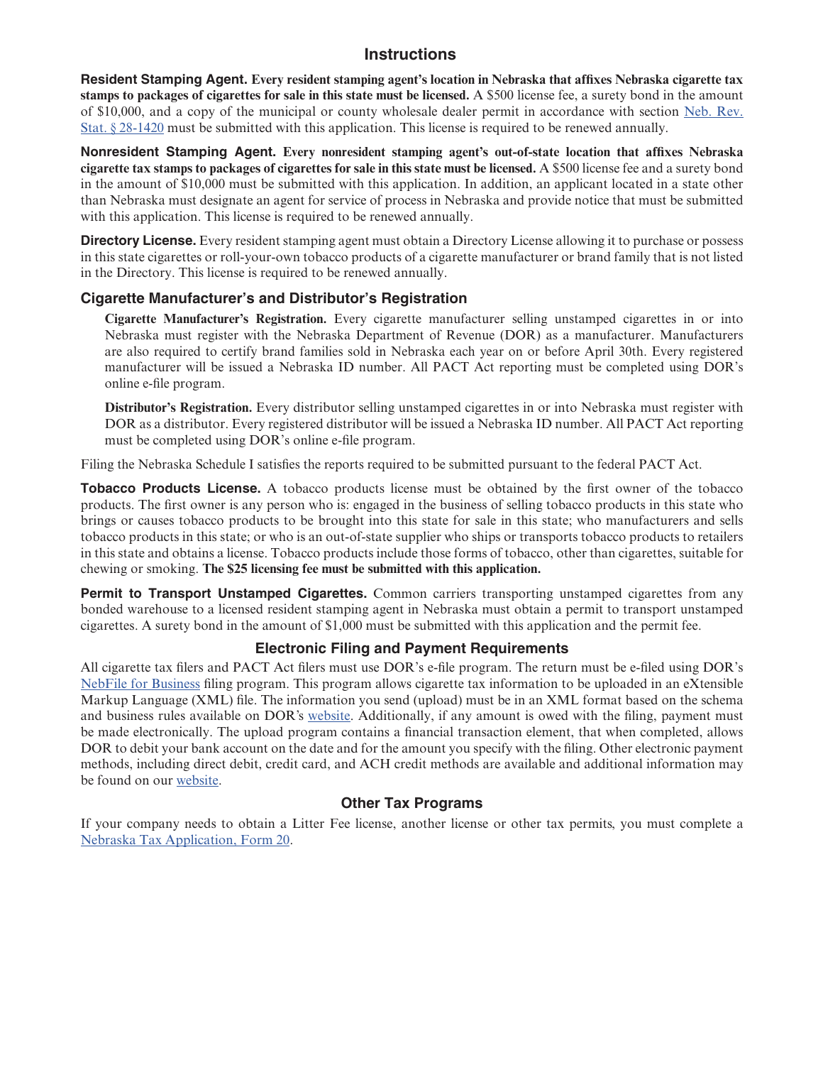# Instructions

**Resident Stamping Agent. Every resident stamping agent's location in Nebraska that affixes Nebraska cigarette tax stamps to packages of cigarettes for sale in this state must be licensed.** A $500 license fee, a surety bond in the amount of $10,000, and a copy of the municipal or county wholesale dealer permit in accordance with section [Neb. Rev. Stat. § 28-1420](#) must be submitted with this application. This license is required to be renewed annually.

**Nonresident Stamping Agent. Every nonresident stamping agent's out-of-state location that affixes Nebraska cigarette tax stamps to packages of cigarettes for sale in this state must be licensed.** A $500 license fee and a surety bond in the amount of $10,000 must be submitted with this application. In addition, an applicant located in a state other than Nebraska must designate an agent for service of process in Nebraska and provide notice that must be submitted with this application. This license is required to be renewed annually.

**Directory License.** Every resident stamping agent must obtain a Directory License allowing it to purchase or possess in this state cigarettes or roll-your-own tobacco products of a cigarette manufacturer or brand family that is not listed in the Directory. This license is required to be renewed annually.

## Cigarette Manufacturer's and Distributor's Registration

**Cigarette Manufacturer's Registration.** Every cigarette manufacturer selling unstamped cigarettes in or into Nebraska must register with the Nebraska Department of Revenue (DOR) as a manufacturer. Manufacturers are also required to certify brand families sold in Nebraska each year on or before April 30th. Every registered manufacturer will be issued a Nebraska ID number. All PACT Act reporting must be completed using DOR's online e-file program.

**Distributor's Registration.** Every distributor selling unstamped cigarettes in or into Nebraska must register with DOR as a distributor. Every registered distributor will be issued a Nebraska ID number. All PACT Act reporting must be completed using DOR's online e-file program.

Filing the Nebraska Schedule I satisfies the reports required to be submitted pursuant to the federal PACT Act.

**Tobacco Products License.** A tobacco products license must be obtained by the first owner of the tobacco products. The first owner is any person who is: engaged in the business of selling tobacco products in this state who brings or causes tobacco products to be brought into this state for sale in this state; who manufacturers and sells tobacco products in this state; or who is an out-of-state supplier who ships or transports tobacco products to retailers in this state and obtains a license. Tobacco products include those forms of tobacco, other than cigarettes, suitable for chewing or smoking. **The $25 licensing fee must be submitted with this application.**

**Permit to Transport Unstamped Cigarettes.** Common carriers transporting unstamped cigarettes from any bonded warehouse to a licensed resident stamping agent in Nebraska must obtain a permit to transport unstamped cigarettes. A surety bond in the amount of $1,000 must be submitted with this application and the permit fee.

## Electronic Filing and Payment Requirements

All cigarette tax filers and PACT Act filers must use DOR's e-file program. The return must be e-filed using DOR's NebFile for Business filing program. This program allows cigarette tax information to be uploaded in an eXtensible Markup Language (XML) file. The information you send (upload) must be in an XML format based on the schema and business rules available on DOR's website. Additionally, if any amount is owed with the filing, payment must be made electronically. The upload program contains a financial transaction element, that when completed, allows DOR to debit your bank account on the date and for the amount you specify with the filing. Other electronic payment methods, including direct debit, credit card, and ACH credit methods are available and additional information may be found on our website.

## Other Tax Programs

If your company needs to obtain a Litter Fee license, another license or other tax permits, you must complete a Nebraska Tax Application, Form 20.